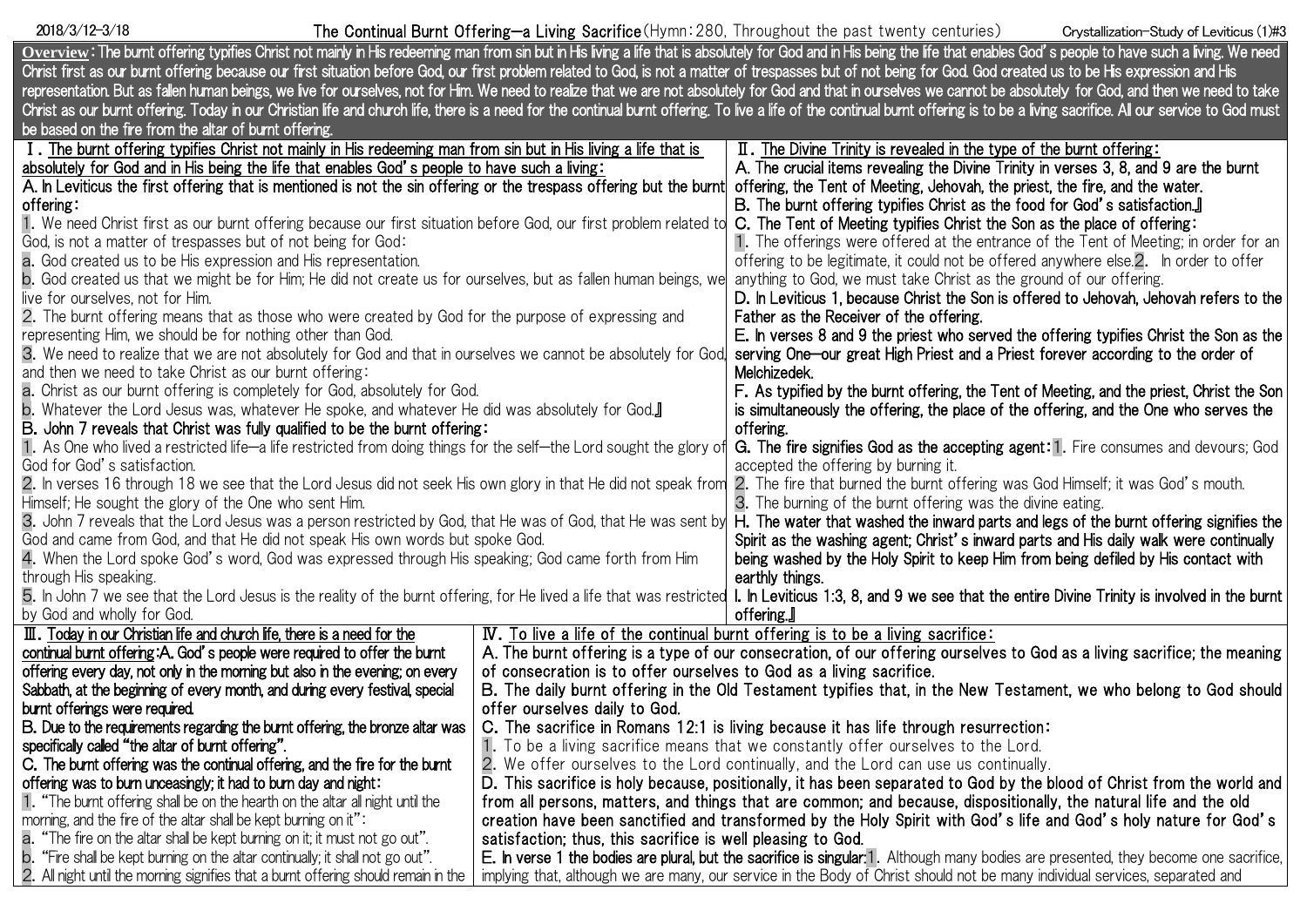# The Continual Burnt Offering—a Living Sacrifice (Hymn: 280, Throughout the past twenty centuries)

2018/3/12-3/18 — Crystallization-Study of Leviticus (1)#3

**Overview**: The burnt offering typifies Christ not mainly in His redeeming man from sin but in His living a life that is absolutely for God and in His being the life that enables God's people to have such a living. We need Christ first as our burnt offering because our first situation before God, our first problem related to God, is not a matter of trespasses but of not being for God. God created us to be His expression and His representation. But as fallen human beings, we live for ourselves, not for Him. We need to realize that we are not absolutely for God and that in ourselves we cannot be absolutely for God, and then we need to take Christ as our burnt offering. Today in our Christian life and church life, there is a need for the continual burnt offering. To live a life of the continual burnt offering is to be a living sacrifice. All our service to God must be based on the fire from the altar of burnt offering.

## Ⅰ. The burnt offering typifies Christ not mainly in His redeeming man from sin but in His living a life that is absolutely for God and in His being the life that enables God's people to have such a living:

A. In Leviticus the first offering that is mentioned is not the sin offering or the trespass offering but the burnt offering:

1. We need Christ first as our burnt offering because our first situation before God, our first problem related to God, is not a matter of trespasses but of not being for God:
   - a. God created us to be His expression and His representation.
   - b. God created us that we might be for Him; He did not create us for ourselves, but as fallen human beings, we live for ourselves, not for Him.
2. The burnt offering means that as those who were created by God for the purpose of expressing and representing Him, we should be for nothing other than God.
3. We need to realize that we are not absolutely for God and that in ourselves we cannot be absolutely for God, and then we need to take Christ as our burnt offering:
   - a. Christ as our burnt offering is completely for God, absolutely for God.
   - b. Whatever the Lord Jesus was, whatever He spoke, and whatever He did was absolutely for God.』

B. John 7 reveals that Christ was fully qualified to be the burnt offering:

1. As One who lived a restricted life—a life restricted from doing things for the self—the Lord sought the glory of God for God's satisfaction.
2. In verses 16 through 18 we see that the Lord Jesus did not seek His own glory in that He did not speak from Himself; He sought the glory of the One who sent Him.
3. John 7 reveals that the Lord Jesus was a person restricted by God, that He was of God, that He was sent by God and came from God, and that He did not speak His own words but spoke God.
4. When the Lord spoke God's word, God was expressed through His speaking; God came forth from Him through His speaking.
5. In John 7 we see that the Lord Jesus is the reality of the burnt offering, for He lived a life that was restricted by God and wholly for God.

## Ⅱ. The Divine Trinity is revealed in the type of the burnt offering:

A. The crucial items revealing the Divine Trinity in verses 3, 8, and 9 are the burnt offering, the Tent of Meeting, Jehovah, the priest, the fire, and the water.

B. The burnt offering typifies Christ as the food for God's satisfaction.』

C. The Tent of Meeting typifies Christ the Son as the place of offering:

1. The offerings were offered at the entrance of the Tent of Meeting; in order for an offering to be legitimate, it could not be offered anywhere else.
2. In order to offer anything to God, we must take Christ as the ground of our offering.

D. In Leviticus 1, because Christ the Son is offered to Jehovah, Jehovah refers to the Father as the Receiver of the offering.

E. In verses 8 and 9 the priest who served the offering typifies Christ the Son as the serving One—our great High Priest and a Priest forever according to the order of Melchizedek.

F. As typified by the burnt offering, the Tent of Meeting, and the priest, Christ the Son is simultaneously the offering, the place of the offering, and the One who serves the offering.

G. The fire signifies God as the accepting agent:

1. Fire consumes and devours; God accepted the offering by burning it.
2. The fire that burned the burnt offering was God Himself; it was God's mouth.
3. The burning of the burnt offering was the divine eating.

H. The water that washed the inward parts and legs of the burnt offering signifies the Spirit as the washing agent; Christ's inward parts and His daily walk were continually being washed by the Holy Spirit to keep Him from being defiled by His contact with earthly things.

I. In Leviticus 1:3, 8, and 9 we see that the entire Divine Trinity is involved in the burnt offering.』

## Ⅲ. Today in our Christian life and church life, there is a need for the continual burnt offering:

A. God's people were required to offer the burnt offering every day, not only in the morning but also in the evening; on every Sabbath, at the beginning of every month, and during every festival, special burnt offerings were required.

B. Due to the requirements regarding the burnt offering, the bronze altar was specifically called "the altar of burnt offering".

C. The burnt offering was the continual offering, and the fire for the burnt offering was to burn unceasingly; it had to burn day and night:

1. "The burnt offering shall be on the hearth on the altar all night until the morning, and the fire of the altar shall be kept burning on it":
   - a. "The fire on the altar shall be kept burning on it; it must not go out".
   - b. "Fire shall be kept burning on the altar continually; it shall not go out".
2. All night until the morning signifies that a burnt offering should remain in the

## Ⅳ. To live a life of the continual burnt offering is to be a living sacrifice:

A. The burnt offering is a type of our consecration, of our offering ourselves to God as a living sacrifice; the meaning of consecration is to offer ourselves to God as a living sacrifice.

B. The daily burnt offering in the Old Testament typifies that, in the New Testament, we who belong to God should offer ourselves daily to God.

C. The sacrifice in Romans 12:1 is living because it has life through resurrection:

1. To be a living sacrifice means that we constantly offer ourselves to the Lord.
2. We offer ourselves to the Lord continually, and the Lord can use us continually.

D. This sacrifice is holy because, positionally, it has been separated to God by the blood of Christ from the world and from all persons, matters, and things that are common; and because, dispositionally, the natural life and the old creation have been sanctified and transformed by the Holy Spirit with God's life and God's holy nature for God's satisfaction; thus, this sacrifice is well pleasing to God.

E. In verse 1 the bodies are plural, but the sacrifice is singular:

1. Although many bodies are presented, they become one sacrifice, implying that, although we are many, our service in the Body of Christ should not be many individual services, separated and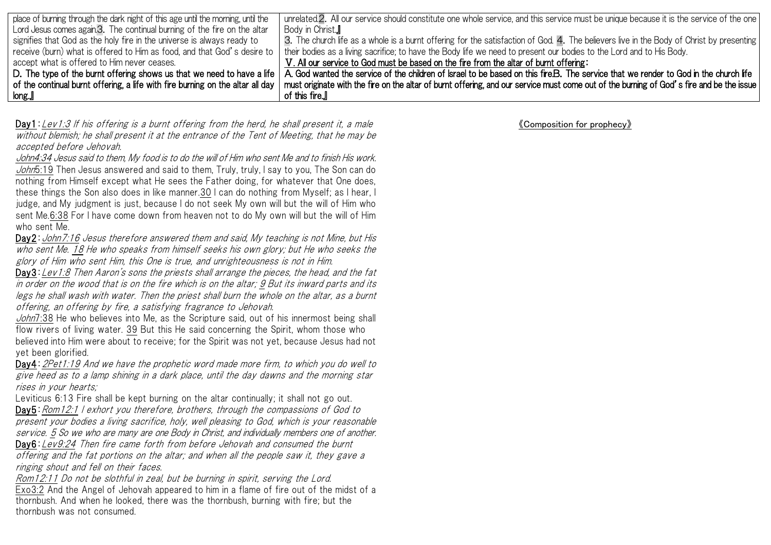| | |
|---|---|
| place of burning through the dark night of this age until the morning, until the Lord Jesus comes again.3. The continual burning of the fire on the altar signifies that God as the holy fire in the universe is always ready to receive (burn) what is offered to Him as food, and that God's desire to accept what is offered to Him never ceases.<br>**D. The type of the burnt offering shows us that we need to have a life of the continual burnt offering, a life with fire burning on the altar all day long.』** | unrelated.2. All our service should constitute one whole service, and this service must be unique because it is the service of the one Body in Christ.』<br>3. The church life as a whole is a burnt offering for the satisfaction of God. 4. The believers live in the Body of Christ by presenting their bodies as a living sacrifice; to have the Body life we need to present our bodies to the Lord and to His Body.<br>**Ⅴ. All our service to God must be based on the fire from the altar of burnt offering：**<br>**A. God wanted the service of the children of Israel to be based on this fire.B. The service that we render to God in the church life must originate with the fire on the altar of burnt offering, and our service must come out of the burning of God's fire and be the issue of this fire.』** |

《Composition for prophecy》

**Day1**：*Lev1:3 If his offering is a burnt offering from the herd, he shall present it, a male without blemish; he shall present it at the entrance of the Tent of Meeting, that he may be accepted before Jehovah.*

*John4:34 Jesus said to them, My food is to do the will of Him who sent Me and to finish His work.*

John5:19 Then Jesus answered and said to them, Truly, truly, I say to you, The Son can do nothing from Himself except what He sees the Father doing, for whatever that One does, these things the Son also does in like manner.30 I can do nothing from Myself; as I hear, I judge, and My judgment is just, because I do not seek My own will but the will of Him who sent Me.6:38 For I have come down from heaven not to do My own will but the will of Him who sent Me.

**Day2**：*John7:16 Jesus therefore answered them and said, My teaching is not Mine, but His who sent Me. 18 He who speaks from himself seeks his own glory; but He who seeks the glory of Him who sent Him, this One is true, and unrighteousness is not in Him.*

**Day3**：*Lev1:8 Then Aaron's sons the priests shall arrange the pieces, the head, and the fat in order on the wood that is on the fire which is on the altar; 9 But its inward parts and its legs he shall wash with water. Then the priest shall burn the whole on the altar, as a burnt offering, an offering by fire, a satisfying fragrance to Jehovah.*

John7:38 He who believes into Me, as the Scripture said, out of his innermost being shall flow rivers of living water. 39 But this He said concerning the Spirit, whom those who believed into Him were about to receive; for the Spirit was not yet, because Jesus had not yet been glorified.

**Day4**：*2Pet1:19 And we have the prophetic word made more firm, to which you do well to give heed as to a lamp shining in a dark place, until the day dawns and the morning star rises in your hearts;*

Leviticus 6:13 Fire shall be kept burning on the altar continually; it shall not go out.

**Day5**：*Rom12:1 I exhort you therefore, brothers, through the compassions of God to present your bodies a living sacrifice, holy, well pleasing to God, which is your reasonable service. 5 So we who are many are one Body in Christ, and individually members one of another.*

**Day6**：*Lev9:24 Then fire came forth from before Jehovah and consumed the burnt offering and the fat portions on the altar; and when all the people saw it, they gave a ringing shout and fell on their faces.*

*Rom12:11 Do not be slothful in zeal, but be burning in spirit, serving the Lord.*

Exo3:2 And the Angel of Jehovah appeared to him in a flame of fire out of the midst of a thornbush. And when he looked, there was the thornbush, burning with fire; but the thornbush was not consumed.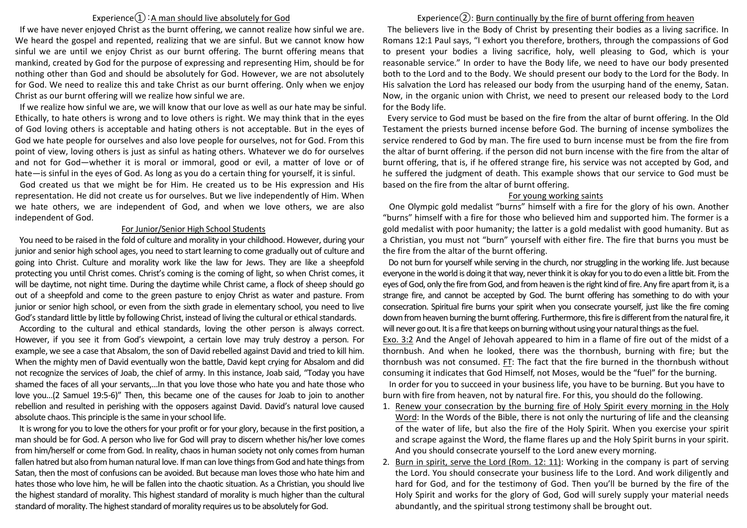## Experience①：<u>A man should live absolutely for God</u>

If we have never enjoyed Christ as the burnt offering, we cannot realize how sinful we are. We heard the gospel and repented, realizing that we are sinful. But we cannot know how sinful we are until we enjoy Christ as our burnt offering. The burnt offering means that mankind, created by God for the purpose of expressing and representing Him, should be for nothing other than God and should be absolutely for God. However, we are not absolutely for God. We need to realize this and take Christ as our burnt offering. Only when we enjoy Christ as our burnt offering will we realize how sinful we are.

If we realize how sinful we are, we will know that our love as well as our hate may be sinful. Ethically, to hate others is wrong and to love others is right. We may think that in the eyes of God loving others is acceptable and hating others is not acceptable. But in the eyes of God we hate people for ourselves and also love people for ourselves, not for God. From this point of view, loving others is just as sinful as hating others. Whatever we do for ourselves and not for God—whether it is moral or immoral, good or evil, a matter of love or of hate—is sinful in the eyes of God. As long as you do a certain thing for yourself, it is sinful.

God created us that we might be for Him. He created us to be His expression and His representation. He did not create us for ourselves. But we live independently of Him. When we hate others, we are independent of God, and when we love others, we are also independent of God.

### <u>For Junior/Senior High School Students</u>

You need to be raised in the fold of culture and morality in your childhood. However, during your junior and senior high school ages, you need to start learning to come gradually out of culture and going into Christ. Culture and morality work like the law for Jews. They are like a sheepfold protecting you until Christ comes. Christ's coming is the coming of light, so when Christ comes, it will be daytime, not night time. During the daytime while Christ came, a flock of sheep should go out of a sheepfold and come to the green pasture to enjoy Christ as water and pasture. From junior or senior high school, or even from the sixth grade in elementary school, you need to live God's standard little by little by following Christ, instead of living the cultural or ethical standards.

According to the cultural and ethical standards, loving the other person is always correct. However, if you see it from God's viewpoint, a certain love may truly destroy a person. For example, we see a case that Absalom, the son of David rebelled against David and tried to kill him. When the mighty men of David eventually won the battle, David kept crying for Absalom and did not recognize the services of Joab, the chief of army. In this instance, Joab said, "Today you have shamed the faces of all your servants,...In that you love those who hate you and hate those who love you...(2 Samuel 19:5-6)" Then, this became one of the causes for Joab to join to another rebellion and resulted in perishing with the opposers against David. David's natural love caused absolute chaos. This principle is the same in your school life.

It is wrong for you to love the others for your profit or for your glory, because in the first position, a man should be for God. A person who live for God will pray to discern whether his/her love comes from him/herself or come from God. In reality, chaos in human society not only comes from human fallen hatred but also from human natural love. If man can love things from God and hate things from Satan, then the most of confusions can be avoided. But because man loves those who hate him and hates those who love him, he will be fallen into the chaotic situation. As a Christian, you should live the highest standard of morality. This highest standard of morality is much higher than the cultural standard of morality. The highest standard of morality requires us to be absolutely for God.

## Experience②: <u>Burn continually by the fire of burnt offering from heaven</u>

The believers live in the Body of Christ by presenting their bodies as a living sacrifice. In Romans 12:1 Paul says, "I exhort you therefore, brothers, through the compassions of God to present your bodies a living sacrifice, holy, well pleasing to God, which is your reasonable service." In order to have the Body life, we need to have our body presented both to the Lord and to the Body. We should present our body to the Lord for the Body. In His salvation the Lord has released our body from the usurping hand of the enemy, Satan. Now, in the organic union with Christ, we need to present our released body to the Lord for the Body life.

Every service to God must be based on the fire from the altar of burnt offering. In the Old Testament the priests burned incense before God. The burning of incense symbolizes the service rendered to God by man. The fire used to burn incense must be from the fire from the altar of burnt offering. if the person did not burn incense with the fire from the altar of burnt offering, that is, if he offered strange fire, his service was not accepted by God, and he suffered the judgment of death. This example shows that our service to God must be based on the fire from the altar of burnt offering.

### <u>For young working saints</u>

One Olympic gold medalist "burns" himself with a fire for the glory of his own. Another "burns" himself with a fire for those who believed him and supported him. The former is a gold medalist with poor humanity; the latter is a gold medalist with good humanity. But as a Christian, you must not "burn" yourself with either fire. The fire that burns you must be the fire from the altar of the burnt offering.

Do not burn for yourself while serving in the church, nor struggling in the working life. Just because everyone in the world is doing it that way, never think it is okay for you to do even a little bit. From the eyes of God, only the fire from God, and from heaven is the right kind of fire. Any fire apart from it, is a strange fire, and cannot be accepted by God. The burnt offering has something to do with your consecration. Spiritual fire burns your spirit when you consecrate yourself, just like the fire coming down from heaven burning the burnt offering. Furthermore, this fire is different from the natural fire, it will never go out. It is a fire that keeps on burning without using your natural things as the fuel.

<u>Exo. 3:2</u> And the Angel of Jehovah appeared to him in a flame of fire out of the midst of a thornbush. And when he looked, there was the thornbush, burning with fire; but the thornbush was not consumed. <u>FT</u>: The fact that the fire burned in the thornbush without consuming it indicates that God Himself, not Moses, would be the "fuel" for the burning.

In order for you to succeed in your business life, you have to be burning. But you have to burn with fire from heaven, not by natural fire. For this, you should do the following.

1. <u>Renew your consecration by the burning fire of Holy Spirit every morning in the Holy Word</u>: In the Words of the Bible, there is not only the nurturing of life and the cleansing of the water of life, but also the fire of the Holy Spirit. When you exercise your spirit and scrape against the Word, the flame flares up and the Holy Spirit burns in your spirit. And you should consecrate yourself to the Lord anew every morning.
2. <u>Burn in spirit, serve the Lord (Rom. 12: 11)</u>: Working in the company is part of serving the Lord. You should consecrate your business life to the Lord. And work diligently and hard for God, and for the testimony of God. Then you'll be burned by the fire of the Holy Spirit and works for the glory of God, God will surely supply your material needs abundantly, and the spiritual strong testimony shall be brought out.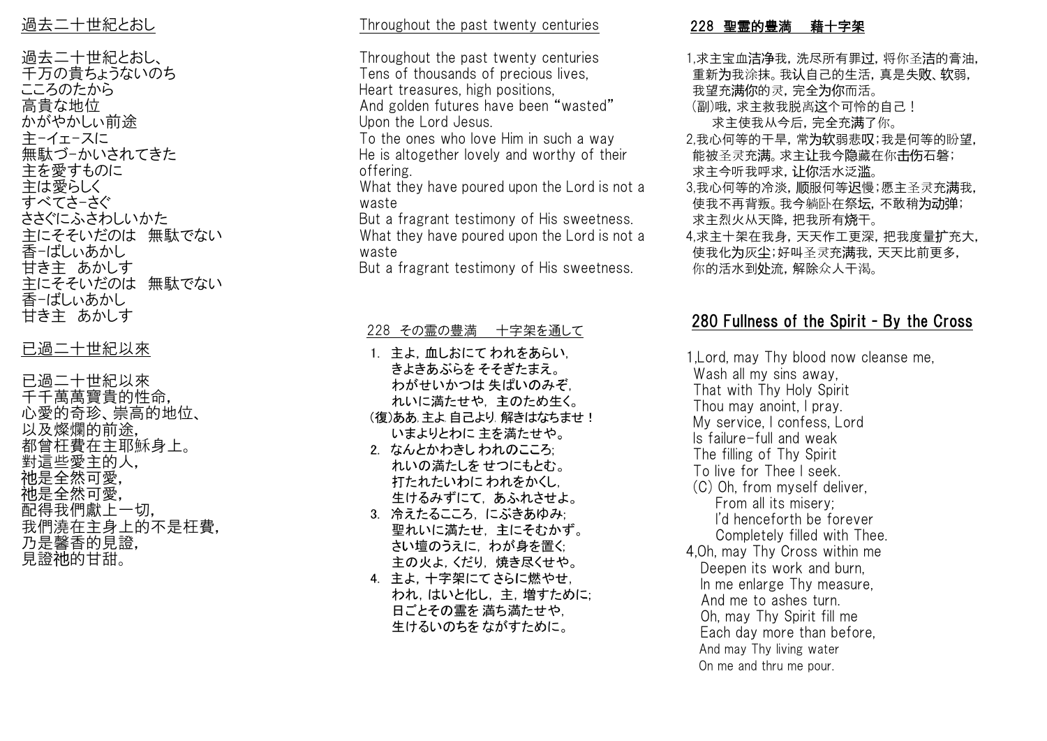## 過去二十世紀とおし

過去二十世紀とおし、
千万の貴ちょうないのち
こころのたから
高貴な地位
かがやかしい前途
主-イェ-スに
無駄づ-かいされてきた
主を愛すものに
主は愛らしく
すべてさ-さぐ
ささぐにふさわしいかた
主にそそいだのは　無駄でない
香-ばしいあかし
甘き主　あかしす
主にそそいだのは　無駄でない
香-ばしいあかし
甘き主　あかしす

## 已過二十世紀以來

已過二十世紀以來
千千萬萬寶貴的性命，
心愛的奇珍、崇高的地位、
以及燦爛的前途，
都曾枉費在主耶穌身上。
對這些愛主的人，
祂是全然可愛，
祂是全然可愛，
配得我們獻上一切，
我們澆在主身上的不是枉費，
乃是馨香的見證，
見證祂的甘甜。

## Throughout the past twenty centuries

Throughout the past twenty centuries
Tens of thousands of precious lives,
Heart treasures, high positions,
And golden futures have been "wasted"
Upon the Lord Jesus.
To the ones who love Him in such a way
He is altogether lovely and worthy of their offering.
What they have poured upon the Lord is not a waste
But a fragrant testimony of His sweetness.
What they have poured upon the Lord is not a waste
But a fragrant testimony of His sweetness.

## 228 その霊の豊満　十字架を通して

1. 主よ，血しおにて われをあらい，
   きよきあぶらを そそぎたまえ。
   わがせいかつは 失ぱいのみぞ，
   れいに満たせや，主のため生く。

(復)ああ，主よ，自己より，解きはなちませ！
   いまよりとわに 主を満たせや。

2. なんとかわきし われのこころ；
   れいの満たしを せつにもとむ。
   打たれたいわに われをかくし，
   生けるみずにて，あふれさせよ。
3. 冷えたるこころ，にぶきあゆみ；
   聖れいに満たせ，主にそむかず。
   さい壇のうえに，わが身を置く；
   主の火よ，くだり，焼き尽くせや。
4. 主よ，十字架にて さらに燃やせ，
   われ，はいと化し，主，増すために；
   日ごとその霊を 満ち満たせや，
   生けるいのちを ながすために。

## 228 圣灵的丰满　藉十字架

1,求主宝血洁净我，洗尽所有罪过，将你圣洁的膏油，
重新为我涂抹。我认自己的生活，真是失败、软弱，
我望充满你的灵，完全为你而活。
(副)哦，求主救我脱离这个可怜的自己！
　求主使我从今后，完全充满了你。
2,我心何等的干旱，常为软弱悲叹；我是何等的盼望，
能被圣灵充满。求主让我今隐藏在你击伤石磐；
求主今听我呼求，让你活水泛滥。
3,我心何等的冷淡，顺服何等迟慢；愿主圣灵充满我，
使我不再背叛。我今躺卧在祭坛，不敢稍为动弹；
求主烈火从天降，把我所有烧干。
4,求主十架在我身，天天作工更深，把我度量扩充大，
使我化为灰尘；好叫圣灵充满我，天天比前更多，
你的活水到处流，解除众人干渴。

## 280 Fullness of the Spirit - By the Cross

1,Lord, may Thy blood now cleanse me,
Wash all my sins away,
That with Thy Holy Spirit
Thou may anoint, I pray.
My service, I confess, Lord
Is failure-full and weak
The filling of Thy Spirit
To live for Thee I seek.
(C) Oh, from myself deliver,
  From all its misery;
  I'd henceforth be forever
  Completely filled with Thee.
4,Oh, may Thy Cross within me
Deepen its work and burn,
In me enlarge Thy measure,
And me to ashes turn.
Oh, may Thy Spirit fill me
Each day more than before,
And may Thy living water
On me and thru me pour.